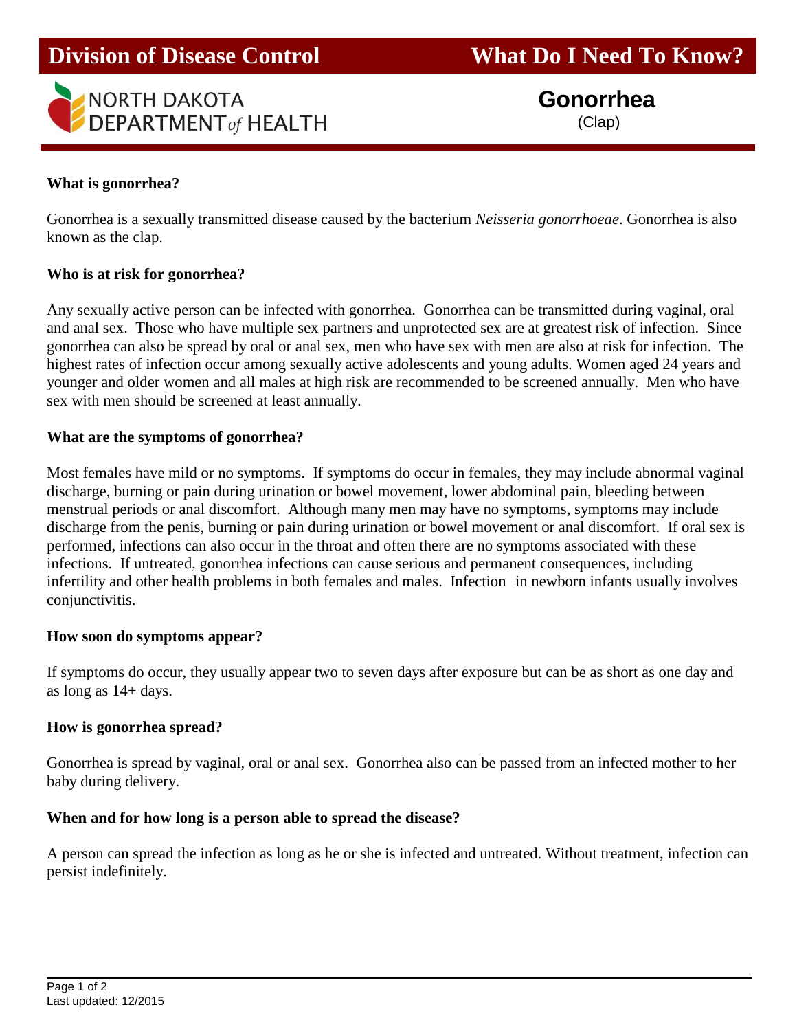**Division of Disease Control** **What Do I Need To Know?**

NORTH DAKOTA DEPARTMENT *of* HEALTH

# Gonorrhea

(Clap)

### What is gonorrhea?

Gonorrhea is a sexually transmitted disease caused by the bacterium *Neisseria gonorrhoeae*. Gonorrhea is also known as the clap.

### Who is at risk for gonorrhea?

Any sexually active person can be infected with gonorrhea. Gonorrhea can be transmitted during vaginal, oral and anal sex. Those who have multiple sex partners and unprotected sex are at greatest risk of infection. Since gonorrhea can also be spread by oral or anal sex, men who have sex with men are also at risk for infection. The highest rates of infection occur among sexually active adolescents and young adults. Women aged 24 years and younger and older women and all males at high risk are recommended to be screened annually. Men who have sex with men should be screened at least annually.

### What are the symptoms of gonorrhea?

Most females have mild or no symptoms. If symptoms do occur in females, they may include abnormal vaginal discharge, burning or pain during urination or bowel movement, lower abdominal pain, bleeding between menstrual periods or anal discomfort. Although many men may have no symptoms, symptoms may include discharge from the penis, burning or pain during urination or bowel movement or anal discomfort. If oral sex is performed, infections can also occur in the throat and often there are no symptoms associated with these infections. If untreated, gonorrhea infections can cause serious and permanent consequences, including infertility and other health problems in both females and males. Infection in newborn infants usually involves conjunctivitis.

### How soon do symptoms appear?

If symptoms do occur, they usually appear two to seven days after exposure but can be as short as one day and as long as 14+ days.

### How is gonorrhea spread?

Gonorrhea is spread by vaginal, oral or anal sex. Gonorrhea also can be passed from an infected mother to her baby during delivery.

### When and for how long is a person able to spread the disease?

A person can spread the infection as long as he or she is infected and untreated. Without treatment, infection can persist indefinitely.

Last updated: 12/2015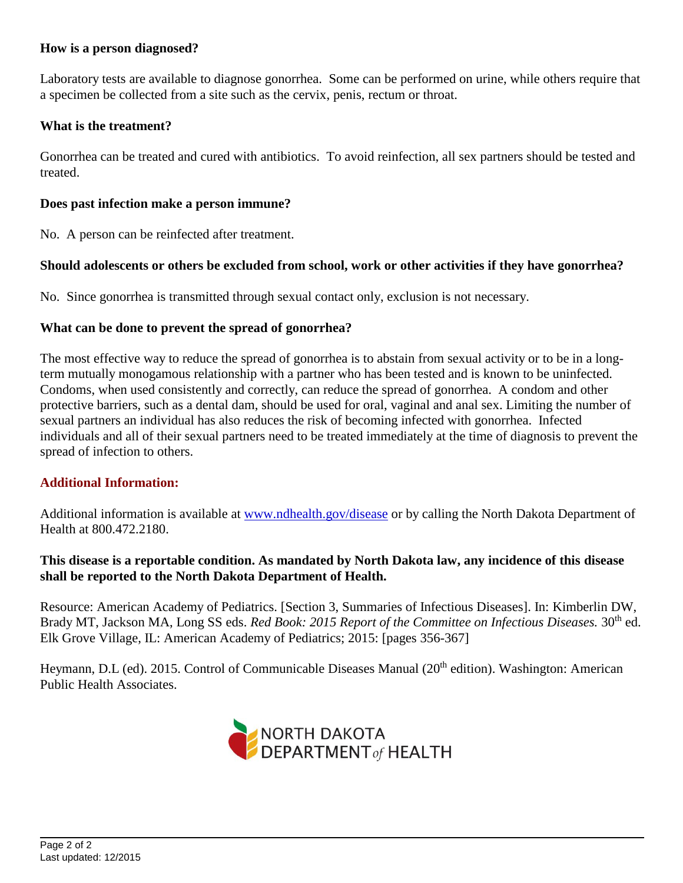### How is a person diagnosed?

Laboratory tests are available to diagnose gonorrhea. Some can be performed on urine, while others require that a specimen be collected from a site such as the cervix, penis, rectum or throat.

### What is the treatment?

Gonorrhea can be treated and cured with antibiotics. To avoid reinfection, all sex partners should be tested and treated.

### Does past infection make a person immune?

No. A person can be reinfected after treatment.

### Should adolescents or others be excluded from school, work or other activities if they have gonorrhea?

No. Since gonorrhea is transmitted through sexual contact only, exclusion is not necessary.

### What can be done to prevent the spread of gonorrhea?

The most effective way to reduce the spread of gonorrhea is to abstain from sexual activity or to be in a long-term mutually monogamous relationship with a partner who has been tested and is known to be uninfected. Condoms, when used consistently and correctly, can reduce the spread of gonorrhea. A condom and other protective barriers, such as a dental dam, should be used for oral, vaginal and anal sex. Limiting the number of sexual partners an individual has also reduces the risk of becoming infected with gonorrhea. Infected individuals and all of their sexual partners need to be treated immediately at the time of diagnosis to prevent the spread of infection to others.

## Additional Information:

Additional information is available at www.ndhealth.gov/disease or by calling the North Dakota Department of Health at 800.472.2180.

**This disease is a reportable condition. As mandated by North Dakota law, any incidence of this disease shall be reported to the North Dakota Department of Health.**

Resource: American Academy of Pediatrics. [Section 3, Summaries of Infectious Diseases]. In: Kimberlin DW, Brady MT, Jackson MA, Long SS eds. *Red Book: 2015 Report of the Committee on Infectious Diseases.* 30th ed. Elk Grove Village, IL: American Academy of Pediatrics; 2015: [pages 356-367]

Heymann, D.L (ed). 2015. Control of Communicable Diseases Manual (20th edition). Washington: American Public Health Associates.

NORTH DAKOTA DEPARTMENT of HEALTH

Last updated: 12/2015